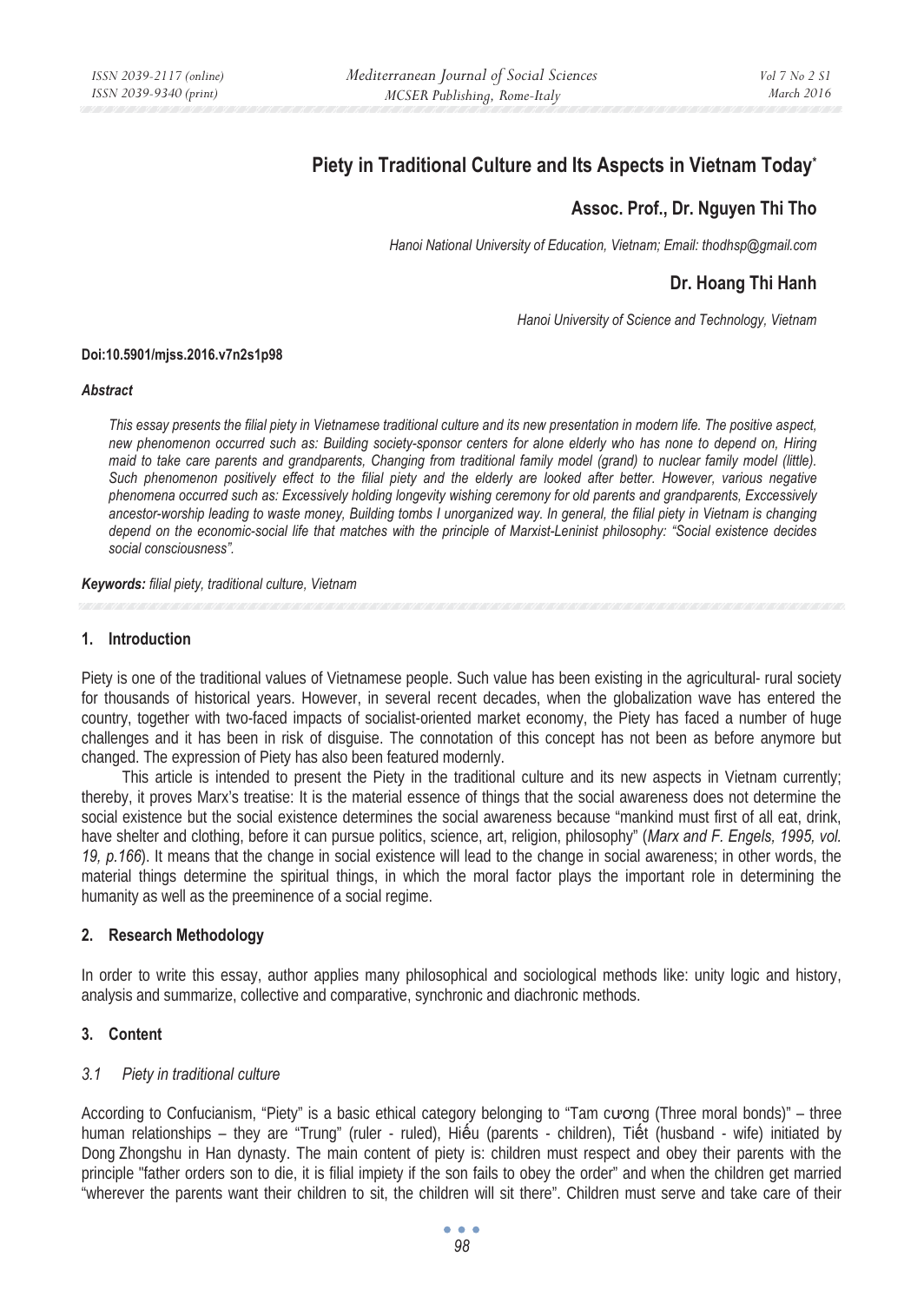# Piety in Traditional Culture and Its Aspects in Vietnam Today*

## Assoc. Prof., Dr. Nguyen Thi Tho

*Hanoi National University of Education, Vietnam; Email: thodhsp@gmail.com*

## Dr. Hoang Thi Hanh

*Hanoi University of Science and Technology, Vietnam*

**Doi:10.5901/mjss.2016.v7n2s1p98**

***Abstract***

*This essay presents the filial piety in Vietnamese traditional culture and its new presentation in modern life. The positive aspect, new phenomenon occurred such as: Building society-sponsor centers for alone elderly who has none to depend on, Hiring maid to take care parents and grandparents, Changing from traditional family model (grand) to nuclear family model (little). Such phenomenon positively effect to the filial piety and the elderly are looked after better. However, various negative phenomena occurred such as: Excessively holding longevity wishing ceremony for old parents and grandparents, Exccessively ancestor-worship leading to waste money, Building tombs I unorganized way. In general, the filial piety in Vietnam is changing depend on the economic-social life that matches with the principle of Marxist-Leninist philosophy: "Social existence decides social consciousness".*

***Keywords:** filial piety, traditional culture, Vietnam*

### 1. Introduction

Piety is one of the traditional values of Vietnamese people. Such value has been existing in the agricultural- rural society for thousands of historical years. However, in several recent decades, when the globalization wave has entered the country, together with two-faced impacts of socialist-oriented market economy, the Piety has faced a number of huge challenges and it has been in risk of disguise. The connotation of this concept has not been as before anymore but changed. The expression of Piety has also been featured modernly.

This article is intended to present the Piety in the traditional culture and its new aspects in Vietnam currently; thereby, it proves Marx's treatise: It is the material essence of things that the social awareness does not determine the social existence but the social existence determines the social awareness because "mankind must first of all eat, drink, have shelter and clothing, before it can pursue politics, science, art, religion, philosophy" (*Marx and F. Engels, 1995, vol. 19, p.166*). It means that the change in social existence will lead to the change in social awareness; in other words, the material things determine the spiritual things, in which the moral factor plays the important role in determining the humanity as well as the preeminence of a social regime.

### 2. Research Methodology

In order to write this essay, author applies many philosophical and sociological methods like: unity logic and history, analysis and summarize, collective and comparative, synchronic and diachronic methods.

### 3. Content

#### *3.1 Piety in traditional culture*

According to Confucianism, "Piety" is a basic ethical category belonging to "Tam cương (Three moral bonds)" – three human relationships – they are "Trung" (ruler - ruled), Hiếu (parents - children), Tiết (husband - wife) initiated by Dong Zhongshu in Han dynasty. The main content of piety is: children must respect and obey their parents with the principle "father orders son to die, it is filial impiety if the son fails to obey the order" and when the children get married "wherever the parents want their children to sit, the children will sit there". Children must serve and take care of their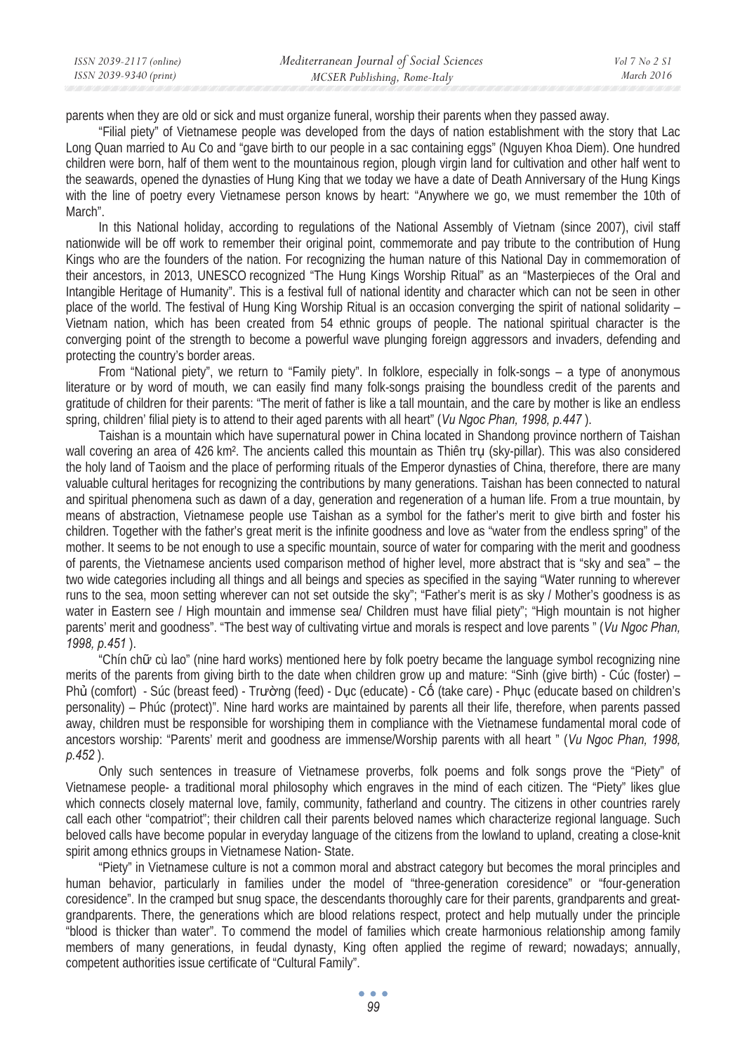parents when they are old or sick and must organize funeral, worship their parents when they passed away.

"Filial piety" of Vietnamese people was developed from the days of nation establishment with the story that Lac Long Quan married to Au Co and "gave birth to our people in a sac containing eggs" (Nguyen Khoa Diem). One hundred children were born, half of them went to the mountainous region, plough virgin land for cultivation and other half went to the seawards, opened the dynasties of Hung King that we today we have a date of Death Anniversary of the Hung Kings with the line of poetry every Vietnamese person knows by heart: "Anywhere we go, we must remember the 10th of March".

In this National holiday, according to regulations of the National Assembly of Vietnam (since 2007), civil staff nationwide will be off work to remember their original point, commemorate and pay tribute to the contribution of Hung Kings who are the founders of the nation. For recognizing the human nature of this National Day in commemoration of their ancestors, in 2013, UNESCO recognized "The Hung Kings Worship Ritual" as an "Masterpieces of the Oral and Intangible Heritage of Humanity". This is a festival full of national identity and character which can not be seen in other place of the world. The festival of Hung King Worship Ritual is an occasion converging the spirit of national solidarity – Vietnam nation, which has been created from 54 ethnic groups of people. The national spiritual character is the converging point of the strength to become a powerful wave plunging foreign aggressors and invaders, defending and protecting the country's border areas.

From "National piety", we return to "Family piety". In folklore, especially in folk-songs – a type of anonymous literature or by word of mouth, we can easily find many folk-songs praising the boundless credit of the parents and gratitude of children for their parents: "The merit of father is like a tall mountain, and the care by mother is like an endless spring, children' filial piety is to attend to their aged parents with all heart" (*Vu Ngoc Phan, 1998, p.447* ).

Taishan is a mountain which have supernatural power in China located in Shandong province northern of Taishan wall covering an area of 426 km². The ancients called this mountain as Thiên trụ (sky-pillar). This was also considered the holy land of Taoism and the place of performing rituals of the Emperor dynasties of China, therefore, there are many valuable cultural heritages for recognizing the contributions by many generations. Taishan has been connected to natural and spiritual phenomena such as dawn of a day, generation and regeneration of a human life. From a true mountain, by means of abstraction, Vietnamese people use Taishan as a symbol for the father's merit to give birth and foster his children. Together with the father's great merit is the infinite goodness and love as "water from the endless spring" of the mother. It seems to be not enough to use a specific mountain, source of water for comparing with the merit and goodness of parents, the Vietnamese ancients used comparison method of higher level, more abstract that is "sky and sea" – the two wide categories including all things and all beings and species as specified in the saying "Water running to wherever runs to the sea, moon setting wherever can not set outside the sky"; "Father's merit is as sky / Mother's goodness is as water in Eastern see / High mountain and immense sea/ Children must have filial piety"; "High mountain is not higher parents' merit and goodness". "The best way of cultivating virtue and morals is respect and love parents " (*Vu Ngoc Phan, 1998, p.451* ).

"Chín chữ cù lao" (nine hard works) mentioned here by folk poetry became the language symbol recognizing nine merits of the parents from giving birth to the date when children grow up and mature: "Sinh (give birth) - Cúc (foster) – Phủ (comfort) - Súc (breast feed) - Trường (feed) - Dục (educate) - Cố (take care) - Phục (educate based on children's personality) – Phúc (protect)". Nine hard works are maintained by parents all their life, therefore, when parents passed away, children must be responsible for worshiping them in compliance with the Vietnamese fundamental moral code of ancestors worship: "Parents' merit and goodness are immense/Worship parents with all heart " (*Vu Ngoc Phan, 1998, p.452* ).

Only such sentences in treasure of Vietnamese proverbs, folk poems and folk songs prove the "Piety" of Vietnamese people- a traditional moral philosophy which engraves in the mind of each citizen. The "Piety" likes glue which connects closely maternal love, family, community, fatherland and country. The citizens in other countries rarely call each other "compatriot"; their children call their parents beloved names which characterize regional language. Such beloved calls have become popular in everyday language of the citizens from the lowland to upland, creating a close-knit spirit among ethnics groups in Vietnamese Nation- State.

"Piety" in Vietnamese culture is not a common moral and abstract category but becomes the moral principles and human behavior, particularly in families under the model of "three-generation coresidence" or "four-generation coresidence". In the cramped but snug space, the descendants thoroughly care for their parents, grandparents and great-grandparents. There, the generations which are blood relations respect, protect and help mutually under the principle "blood is thicker than water". To commend the model of families which create harmonious relationship among family members of many generations, in feudal dynasty, King often applied the regime of reward; nowadays; annually, competent authorities issue certificate of "Cultural Family".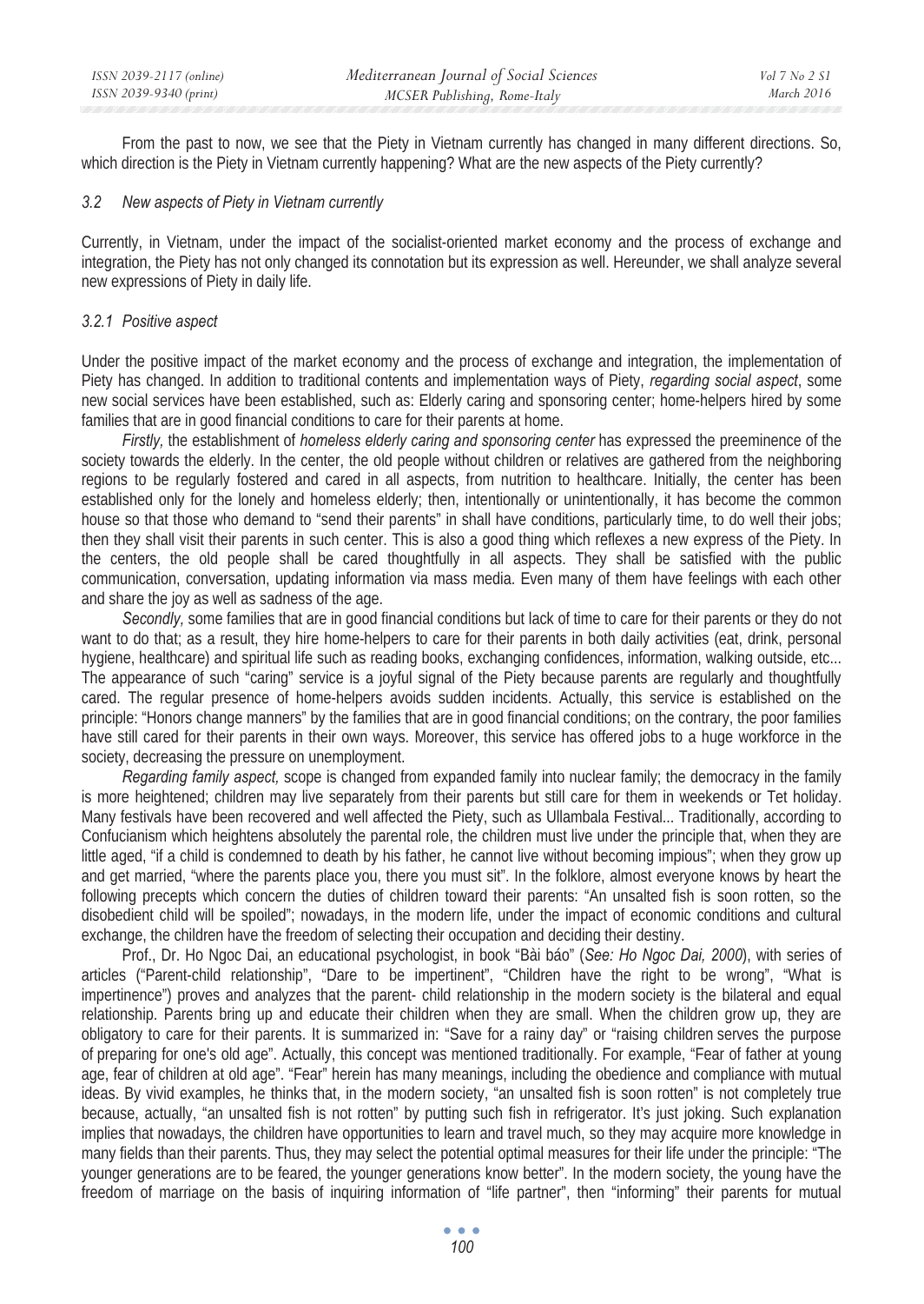From the past to now, we see that the Piety in Vietnam currently has changed in many different directions. So, which direction is the Piety in Vietnam currently happening? What are the new aspects of the Piety currently?

### *3.2 New aspects of Piety in Vietnam currently*

Currently, in Vietnam, under the impact of the socialist-oriented market economy and the process of exchange and integration, the Piety has not only changed its connotation but its expression as well. Hereunder, we shall analyze several new expressions of Piety in daily life.

#### *3.2.1 Positive aspect*

Under the positive impact of the market economy and the process of exchange and integration, the implementation of Piety has changed. In addition to traditional contents and implementation ways of Piety, *regarding social aspect*, some new social services have been established, such as: Elderly caring and sponsoring center; home-helpers hired by some families that are in good financial conditions to care for their parents at home.

*Firstly,* the establishment of *homeless elderly caring and sponsoring center* has expressed the preeminence of the society towards the elderly. In the center, the old people without children or relatives are gathered from the neighboring regions to be regularly fostered and cared in all aspects, from nutrition to healthcare. Initially, the center has been established only for the lonely and homeless elderly; then, intentionally or unintentionally, it has become the common house so that those who demand to "send their parents" in shall have conditions, particularly time, to do well their jobs; then they shall visit their parents in such center. This is also a good thing which reflexes a new express of the Piety. In the centers, the old people shall be cared thoughtfully in all aspects. They shall be satisfied with the public communication, conversation, updating information via mass media. Even many of them have feelings with each other and share the joy as well as sadness of the age.

*Secondly,* some families that are in good financial conditions but lack of time to care for their parents or they do not want to do that; as a result, they hire home-helpers to care for their parents in both daily activities (eat, drink, personal hygiene, healthcare) and spiritual life such as reading books, exchanging confidences, information, walking outside, etc... The appearance of such "caring" service is a joyful signal of the Piety because parents are regularly and thoughtfully cared. The regular presence of home-helpers avoids sudden incidents. Actually, this service is established on the principle: "Honors change manners" by the families that are in good financial conditions; on the contrary, the poor families have still cared for their parents in their own ways. Moreover, this service has offered jobs to a huge workforce in the society, decreasing the pressure on unemployment.

*Regarding family aspect,* scope is changed from expanded family into nuclear family; the democracy in the family is more heightened; children may live separately from their parents but still care for them in weekends or Tet holiday. Many festivals have been recovered and well affected the Piety, such as Ullambala Festival... Traditionally, according to Confucianism which heightens absolutely the parental role, the children must live under the principle that, when they are little aged, "if a child is condemned to death by his father, he cannot live without becoming impious"; when they grow up and get married, "where the parents place you, there you must sit". In the folklore, almost everyone knows by heart the following precepts which concern the duties of children toward their parents: "An unsalted fish is soon rotten, so the disobedient child will be spoiled"; nowadays, in the modern life, under the impact of economic conditions and cultural exchange, the children have the freedom of selecting their occupation and deciding their destiny.

Prof., Dr. Ho Ngoc Dai, an educational psychologist, in book "Bài báo" (*See: Ho Ngoc Dai, 2000*), with series of articles ("Parent-child relationship", "Dare to be impertinent", "Children have the right to be wrong", "What is impertinence") proves and analyzes that the parent- child relationship in the modern society is the bilateral and equal relationship. Parents bring up and educate their children when they are small. When the children grow up, they are obligatory to care for their parents. It is summarized in: "Save for a rainy day" or "raising children serves the purpose of preparing for one's old age". Actually, this concept was mentioned traditionally. For example, "Fear of father at young age, fear of children at old age". "Fear" herein has many meanings, including the obedience and compliance with mutual ideas. By vivid examples, he thinks that, in the modern society, "an unsalted fish is soon rotten" is not completely true because, actually, "an unsalted fish is not rotten" by putting such fish in refrigerator. It's just joking. Such explanation implies that nowadays, the children have opportunities to learn and travel much, so they may acquire more knowledge in many fields than their parents. Thus, they may select the potential optimal measures for their life under the principle: "The younger generations are to be feared, the younger generations know better". In the modern society, the young have the freedom of marriage on the basis of inquiring information of "life partner", then "informing" their parents for mutual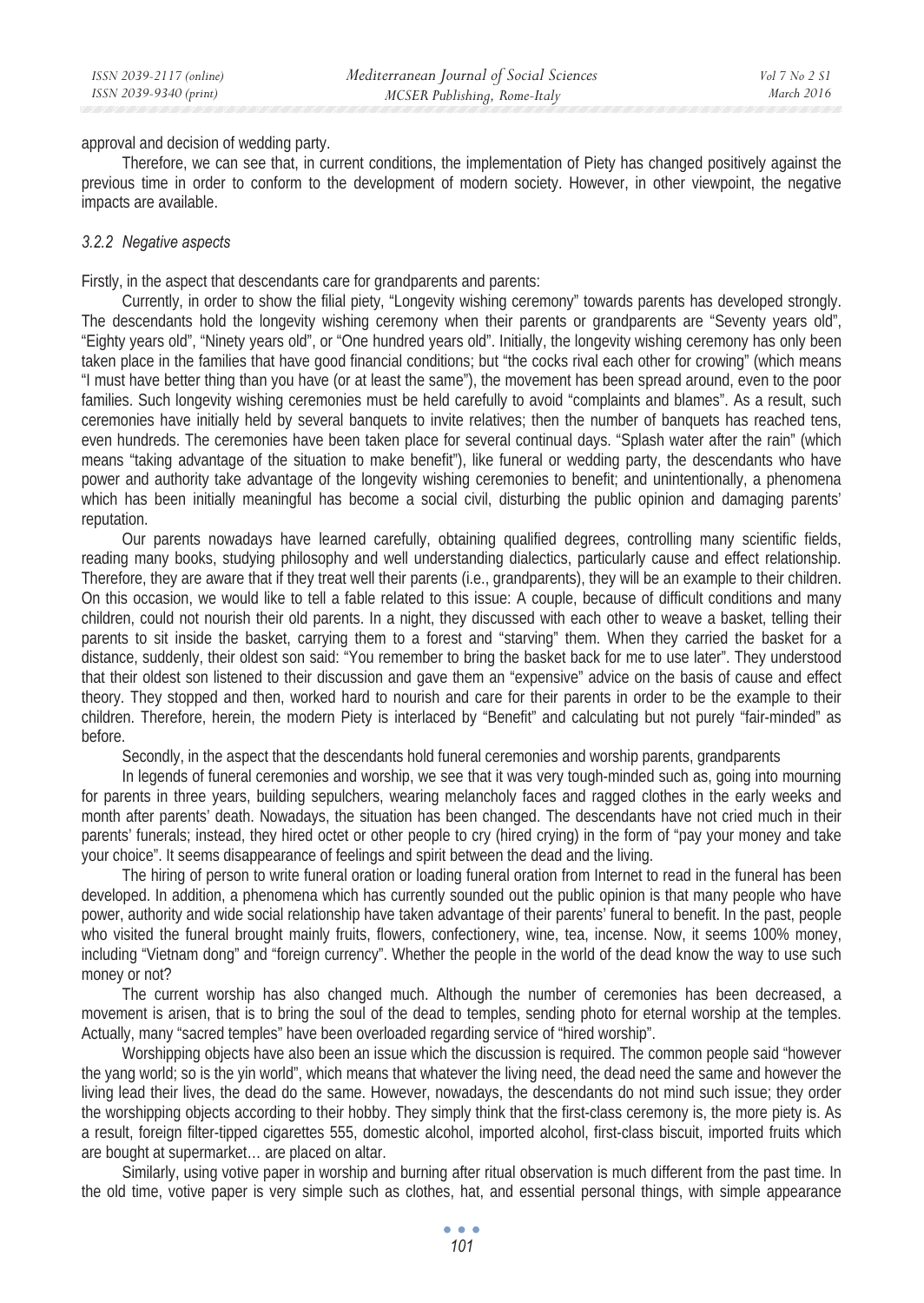approval and decision of wedding party.

Therefore, we can see that, in current conditions, the implementation of Piety has changed positively against the previous time in order to conform to the development of modern society. However, in other viewpoint, the negative impacts are available.

#### *3.2.2 Negative aspects*

Firstly, in the aspect that descendants care for grandparents and parents:

Currently, in order to show the filial piety, "Longevity wishing ceremony" towards parents has developed strongly. The descendants hold the longevity wishing ceremony when their parents or grandparents are "Seventy years old", "Eighty years old", "Ninety years old", or "One hundred years old". Initially, the longevity wishing ceremony has only been taken place in the families that have good financial conditions; but "the cocks rival each other for crowing" (which means "I must have better thing than you have (or at least the same"), the movement has been spread around, even to the poor families. Such longevity wishing ceremonies must be held carefully to avoid "complaints and blames". As a result, such ceremonies have initially held by several banquets to invite relatives; then the number of banquets has reached tens, even hundreds. The ceremonies have been taken place for several continual days. "Splash water after the rain" (which means "taking advantage of the situation to make benefit"), like funeral or wedding party, the descendants who have power and authority take advantage of the longevity wishing ceremonies to benefit; and unintentionally, a phenomena which has been initially meaningful has become a social civil, disturbing the public opinion and damaging parents' reputation.

Our parents nowadays have learned carefully, obtaining qualified degrees, controlling many scientific fields, reading many books, studying philosophy and well understanding dialectics, particularly cause and effect relationship. Therefore, they are aware that if they treat well their parents (i.e., grandparents), they will be an example to their children. On this occasion, we would like to tell a fable related to this issue: A couple, because of difficult conditions and many children, could not nourish their old parents. In a night, they discussed with each other to weave a basket, telling their parents to sit inside the basket, carrying them to a forest and "starving" them. When they carried the basket for a distance, suddenly, their oldest son said: "You remember to bring the basket back for me to use later". They understood that their oldest son listened to their discussion and gave them an "expensive" advice on the basis of cause and effect theory. They stopped and then, worked hard to nourish and care for their parents in order to be the example to their children. Therefore, herein, the modern Piety is interlaced by "Benefit" and calculating but not purely "fair-minded" as before.

Secondly, in the aspect that the descendants hold funeral ceremonies and worship parents, grandparents

In legends of funeral ceremonies and worship, we see that it was very tough-minded such as, going into mourning for parents in three years, building sepulchers, wearing melancholy faces and ragged clothes in the early weeks and month after parents' death. Nowadays, the situation has been changed. The descendants have not cried much in their parents' funerals; instead, they hired octet or other people to cry (hired crying) in the form of "pay your money and take your choice". It seems disappearance of feelings and spirit between the dead and the living.

The hiring of person to write funeral oration or loading funeral oration from Internet to read in the funeral has been developed. In addition, a phenomena which has currently sounded out the public opinion is that many people who have power, authority and wide social relationship have taken advantage of their parents' funeral to benefit. In the past, people who visited the funeral brought mainly fruits, flowers, confectionery, wine, tea, incense. Now, it seems 100% money, including "Vietnam dong" and "foreign currency". Whether the people in the world of the dead know the way to use such money or not?

The current worship has also changed much. Although the number of ceremonies has been decreased, a movement is arisen, that is to bring the soul of the dead to temples, sending photo for eternal worship at the temples. Actually, many "sacred temples" have been overloaded regarding service of "hired worship".

Worshipping objects have also been an issue which the discussion is required. The common people said "however the yang world; so is the yin world", which means that whatever the living need, the dead need the same and however the living lead their lives, the dead do the same. However, nowadays, the descendants do not mind such issue; they order the worshipping objects according to their hobby. They simply think that the first-class ceremony is, the more piety is. As a result, foreign filter-tipped cigarettes 555, domestic alcohol, imported alcohol, first-class biscuit, imported fruits which are bought at supermarket… are placed on altar.

Similarly, using votive paper in worship and burning after ritual observation is much different from the past time. In the old time, votive paper is very simple such as clothes, hat, and essential personal things, with simple appearance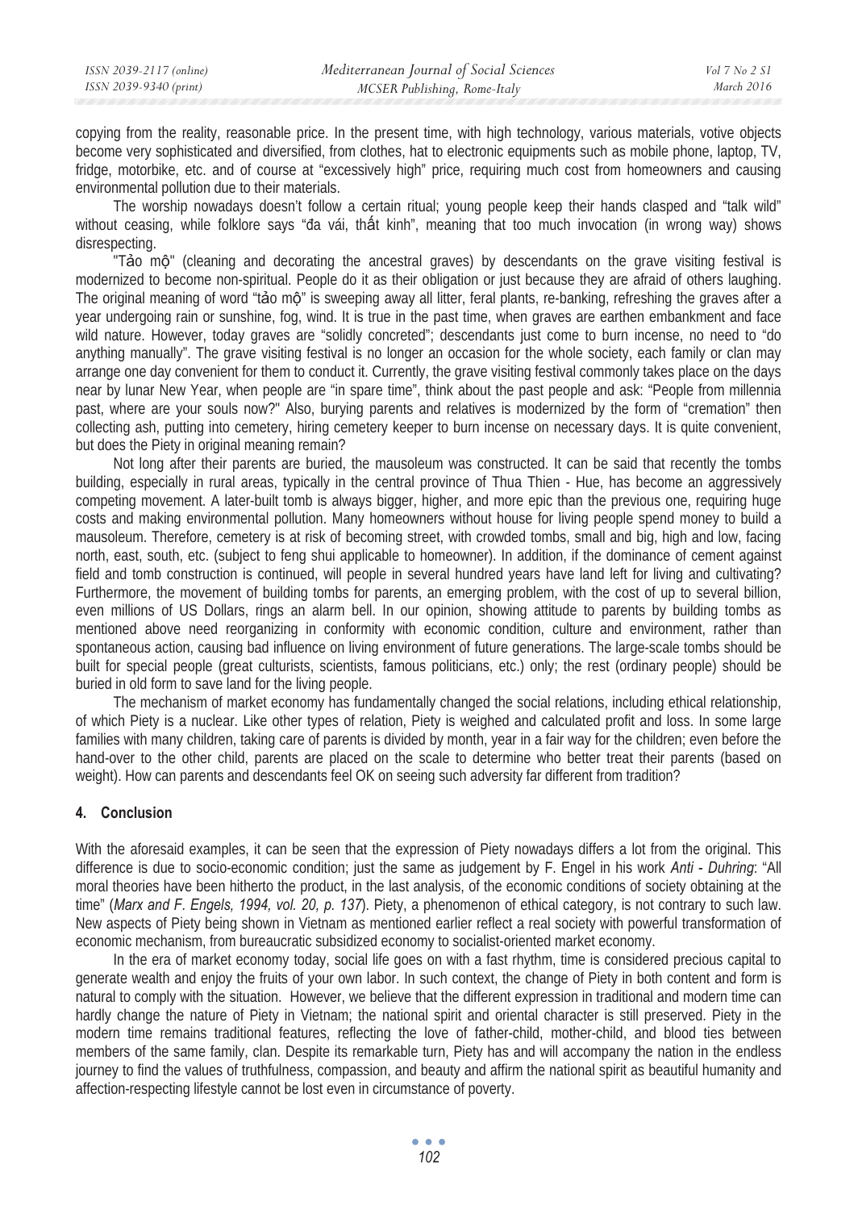copying from the reality, reasonable price. In the present time, with high technology, various materials, votive objects become very sophisticated and diversified, from clothes, hat to electronic equipments such as mobile phone, laptop, TV, fridge, motorbike, etc. and of course at "excessively high" price, requiring much cost from homeowners and causing environmental pollution due to their materials.

The worship nowadays doesn't follow a certain ritual; young people keep their hands clasped and "talk wild" without ceasing, while folklore says "đa vái, thất kinh", meaning that too much invocation (in wrong way) shows disrespecting.

"Tảo mộ" (cleaning and decorating the ancestral graves) by descendants on the grave visiting festival is modernized to become non-spiritual. People do it as their obligation or just because they are afraid of others laughing. The original meaning of word "tảo mộ" is sweeping away all litter, feral plants, re-banking, refreshing the graves after a year undergoing rain or sunshine, fog, wind. It is true in the past time, when graves are earthen embankment and face wild nature. However, today graves are "solidly concreted"; descendants just come to burn incense, no need to "do anything manually". The grave visiting festival is no longer an occasion for the whole society, each family or clan may arrange one day convenient for them to conduct it. Currently, the grave visiting festival commonly takes place on the days near by lunar New Year, when people are "in spare time", think about the past people and ask: "People from millennia past, where are your souls now?" Also, burying parents and relatives is modernized by the form of "cremation" then collecting ash, putting into cemetery, hiring cemetery keeper to burn incense on necessary days. It is quite convenient, but does the Piety in original meaning remain?

Not long after their parents are buried, the mausoleum was constructed. It can be said that recently the tombs building, especially in rural areas, typically in the central province of Thua Thien - Hue, has become an aggressively competing movement. A later-built tomb is always bigger, higher, and more epic than the previous one, requiring huge costs and making environmental pollution. Many homeowners without house for living people spend money to build a mausoleum. Therefore, cemetery is at risk of becoming street, with crowded tombs, small and big, high and low, facing north, east, south, etc. (subject to feng shui applicable to homeowner). In addition, if the dominance of cement against field and tomb construction is continued, will people in several hundred years have land left for living and cultivating? Furthermore, the movement of building tombs for parents, an emerging problem, with the cost of up to several billion, even millions of US Dollars, rings an alarm bell. In our opinion, showing attitude to parents by building tombs as mentioned above need reorganizing in conformity with economic condition, culture and environment, rather than spontaneous action, causing bad influence on living environment of future generations. The large-scale tombs should be built for special people (great culturists, scientists, famous politicians, etc.) only; the rest (ordinary people) should be buried in old form to save land for the living people.

The mechanism of market economy has fundamentally changed the social relations, including ethical relationship, of which Piety is a nuclear. Like other types of relation, Piety is weighed and calculated profit and loss. In some large families with many children, taking care of parents is divided by month, year in a fair way for the children; even before the hand-over to the other child, parents are placed on the scale to determine who better treat their parents (based on weight). How can parents and descendants feel OK on seeing such adversity far different from tradition?

## 4. Conclusion

With the aforesaid examples, it can be seen that the expression of Piety nowadays differs a lot from the original. This difference is due to socio-economic condition; just the same as judgement by F. Engel in his work *Anti - Duhring*: "All moral theories have been hitherto the product, in the last analysis, of the economic conditions of society obtaining at the time" (*Marx and F. Engels, 1994, vol. 20, p. 137*). Piety, a phenomenon of ethical category, is not contrary to such law. New aspects of Piety being shown in Vietnam as mentioned earlier reflect a real society with powerful transformation of economic mechanism, from bureaucratic subsidized economy to socialist-oriented market economy.

In the era of market economy today, social life goes on with a fast rhythm, time is considered precious capital to generate wealth and enjoy the fruits of your own labor. In such context, the change of Piety in both content and form is natural to comply with the situation. However, we believe that the different expression in traditional and modern time can hardly change the nature of Piety in Vietnam; the national spirit and oriental character is still preserved. Piety in the modern time remains traditional features, reflecting the love of father-child, mother-child, and blood ties between members of the same family, clan. Despite its remarkable turn, Piety has and will accompany the nation in the endless journey to find the values of truthfulness, compassion, and beauty and affirm the national spirit as beautiful humanity and affection-respecting lifestyle cannot be lost even in circumstance of poverty.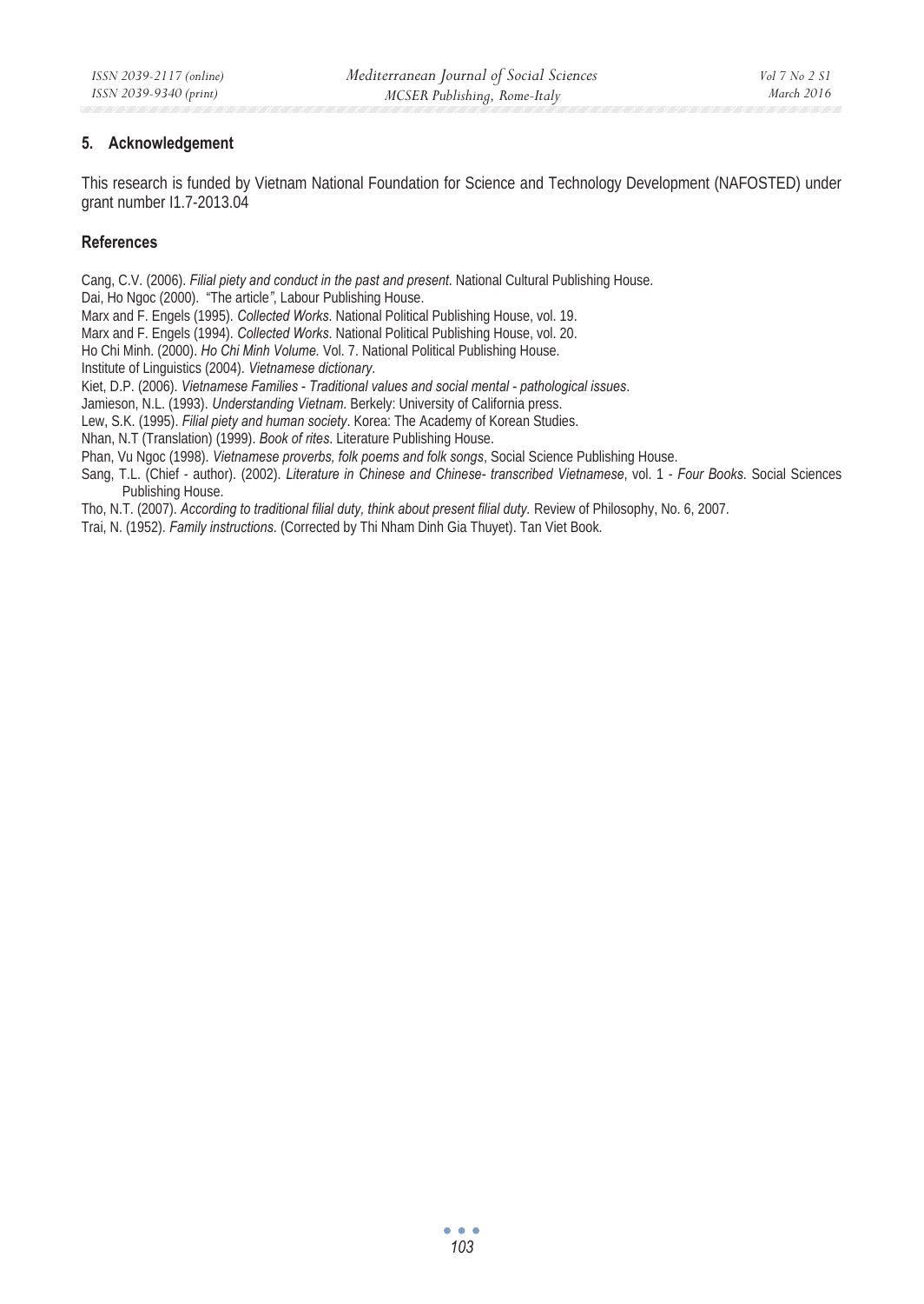## 5. Acknowledgement

This research is funded by Vietnam National Foundation for Science and Technology Development (NAFOSTED) under grant number I1.7-2013.04

## References

Cang, C.V. (2006). *Filial piety and conduct in the past and present*. National Cultural Publishing House.

Dai, Ho Ngoc (2000). "The article*"*, Labour Publishing House.

Marx and F. Engels (1995). *Collected Works*. National Political Publishing House, vol. 19.

Marx and F. Engels (1994). *Collected Works*. National Political Publishing House, vol. 20.

Ho Chi Minh. (2000). *Ho Chi Minh Volume.* Vol. 7. National Political Publishing House.

Institute of Linguistics (2004). *Vietnamese dictionary*.

Kiet, D.P. (2006). *Vietnamese Families - Traditional values and social mental - pathological issues*.

Jamieson, N.L. (1993). *Understanding Vietnam*. Berkely: University of California press.

Lew, S.K. (1995). *Filial piety and human society*. Korea: The Academy of Korean Studies.

Nhan, N.T (Translation) (1999). *Book of rites*. Literature Publishing House.

Phan, Vu Ngoc (1998). *Vietnamese proverbs, folk poems and folk songs*, Social Science Publishing House.

Sang, T.L. (Chief - author). (2002). *Literature in Chinese and Chinese- transcribed Vietnamese*, vol. 1 - *Four Books*. Social Sciences Publishing House.

Tho, N.T. (2007). *According to traditional filial duty, think about present filial duty.* Review of Philosophy, No. 6, 2007.

Trai, N. (1952). *Family instructions*. (Corrected by Thi Nham Dinh Gia Thuyet). Tan Viet Book.